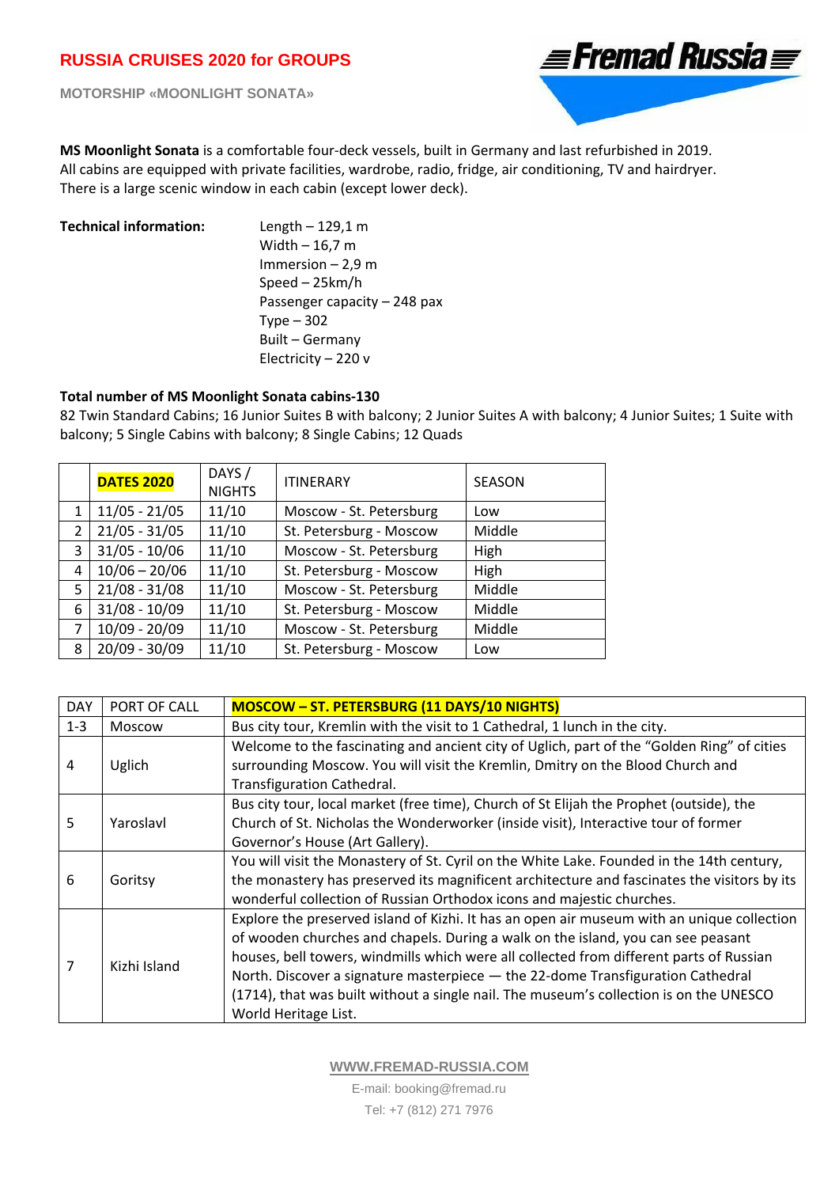# RUSSIA CRUISES 2020 for GROUPS

**MOTORSHIP «MOONLIGHT SONATA»**

Fremad Russia

**MS Moonlight Sonata** is a comfortable four-deck vessels, built in Germany and last refurbished in 2019. All cabins are equipped with private facilities, wardrobe, radio, fridge, air conditioning, TV and hairdryer. There is a large scenic window in each cabin (except lower deck).

**Technical information:**

Length – 129,1 m
Width – 16,7 m
Immersion – 2,9 m
Speed – 25km/h
Passenger capacity – 248 pax
Type – 302
Built – Germany
Electricity – 220 v

**Total number of MS Moonlight Sonata cabins-130**

82 Twin Standard Cabins; 16 Junior Suites B with balcony; 2 Junior Suites A with balcony; 4 Junior Suites; 1 Suite with balcony; 5 Single Cabins with balcony; 8 Single Cabins; 12 Quads

| | **DATES 2020** | DAYS / NIGHTS | ITINERARY | SEASON |
|---|---|---|---|---|
| 1 | 11/05 - 21/05 | 11/10 | Moscow - St. Petersburg | Low |
| 2 | 21/05 - 31/05 | 11/10 | St. Petersburg - Moscow | Middle |
| 3 | 31/05 - 10/06 | 11/10 | Moscow - St. Petersburg | High |
| 4 | 10/06 – 20/06 | 11/10 | St. Petersburg - Moscow | High |
| 5 | 21/08 - 31/08 | 11/10 | Moscow - St. Petersburg | Middle |
| 6 | 31/08 - 10/09 | 11/10 | St. Petersburg - Moscow | Middle |
| 7 | 10/09 - 20/09 | 11/10 | Moscow - St. Petersburg | Middle |
| 8 | 20/09 - 30/09 | 11/10 | St. Petersburg - Moscow | Low |

| DAY | PORT OF CALL | **MOSCOW – ST. PETERSBURG (11 DAYS/10 NIGHTS)** |
|---|---|---|
| 1-3 | Moscow | Bus city tour, Kremlin with the visit to 1 Cathedral, 1 lunch in the city. |
| 4 | Uglich | Welcome to the fascinating and ancient city of Uglich, part of the “Golden Ring” of cities surrounding Moscow. You will visit the Kremlin, Dmitry on the Blood Church and Transfiguration Cathedral. |
| 5 | Yaroslavl | Bus city tour, local market (free time), Church of St Elijah the Prophet (outside), the Church of St. Nicholas the Wonderworker (inside visit), Interactive tour of former Governor’s House (Art Gallery). |
| 6 | Goritsy | You will visit the Monastery of St. Cyril on the White Lake. Founded in the 14th century, the monastery has preserved its magnificent architecture and fascinates the visitors by its wonderful collection of Russian Orthodox icons and majestic churches. |
| 7 | Kizhi Island | Explore the preserved island of Kizhi. It has an open air museum with an unique collection of wooden churches and chapels. During a walk on the island, you can see peasant houses, bell towers, windmills which were all collected from different parts of Russian North. Discover a signature masterpiece — the 22-dome Transfiguration Cathedral (1714), that was built without a single nail. The museum’s collection is on the UNESCO World Heritage List. |

WWW.FREMAD-RUSSIA.COM
E-mail: booking@fremad.ru
Tel: +7 (812) 271 7976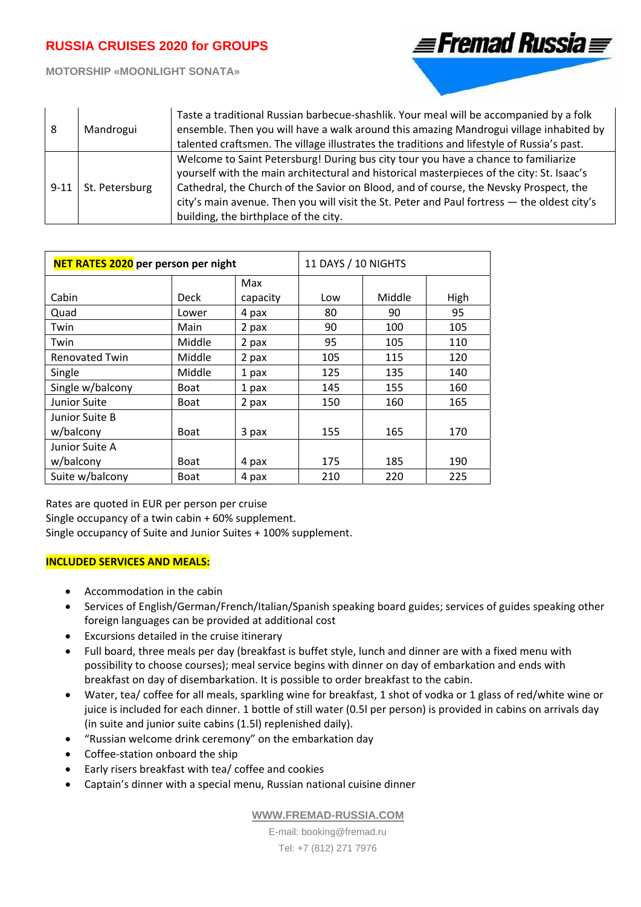| 8 | Mandrogui | Taste a traditional Russian barbecue-shashlik. Your meal will be accompanied by a folk ensemble. Then you will have a walk around this amazing Mandrogui village inhabited by talented craftsmen. The village illustrates the traditions and lifestyle of Russia's past. |
|---|---|---|
| 9-11 | St. Petersburg | Welcome to Saint Petersburg! During bus city tour you have a chance to familiarize yourself with the main architectural and historical masterpieces of the city: St. Isaac's Cathedral, the Church of the Savior on Blood, and of course, the Nevsky Prospect, the city's main avenue. Then you will visit the St. Peter and Paul fortress — the oldest city's building, the birthplace of the city. |

| **NET RATES 2020** per person per night | | | 11 DAYS / 10 NIGHTS | | |
|---|---|---|---|---|---|
| Cabin | Deck | Max capacity | Low | Middle | High |
| Quad | Lower | 4 pax | 80 | 90 | 95 |
| Twin | Main | 2 pax | 90 | 100 | 105 |
| Twin | Middle | 2 pax | 95 | 105 | 110 |
| Renovated Twin | Middle | 2 pax | 105 | 115 | 120 |
| Single | Middle | 1 pax | 125 | 135 | 140 |
| Single w/balcony | Boat | 1 pax | 145 | 155 | 160 |
| Junior Suite | Boat | 2 pax | 150 | 160 | 165 |
| Junior Suite B w/balcony | Boat | 3 pax | 155 | 165 | 170 |
| Junior Suite A w/balcony | Boat | 4 pax | 175 | 185 | 190 |
| Suite w/balcony | Boat | 4 pax | 210 | 220 | 225 |

Rates are quoted in EUR per person per cruise
Single occupancy of a twin cabin + 60% supplement.
Single occupancy of Suite and Junior Suites + 100% supplement.

**INCLUDED SERVICES AND MEALS:**

- Accommodation in the cabin
- Services of English/German/French/Italian/Spanish speaking board guides; services of guides speaking other foreign languages can be provided at additional cost
- Excursions detailed in the cruise itinerary
- Full board, three meals per day (breakfast is buffet style, lunch and dinner are with a fixed menu with possibility to choose courses); meal service begins with dinner on day of embarkation and ends with breakfast on day of disembarkation. It is possible to order breakfast to the cabin.
- Water, tea/ coffee for all meals, sparkling wine for breakfast, 1 shot of vodka or 1 glass of red/white wine or juice is included for each dinner. 1 bottle of still water (0.5l per person) is provided in cabins on arrivals day (in suite and junior suite cabins (1.5l) replenished daily).
- "Russian welcome drink ceremony" on the embarkation day
- Coffee-station onboard the ship
- Early risers breakfast with tea/ coffee and cookies
- Captain's dinner with a special menu, Russian national cuisine dinner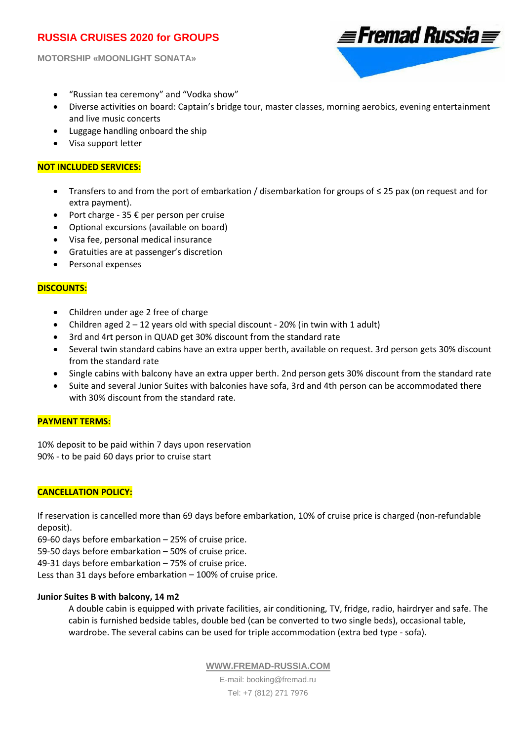- "Russian tea ceremony" and "Vodka show"
- Diverse activities on board: Captain's bridge tour, master classes, morning aerobics, evening entertainment and live music concerts
- Luggage handling onboard the ship
- Visa support letter

**NOT INCLUDED SERVICES:**

- Transfers to and from the port of embarkation / disembarkation for groups of ≤ 25 pax (on request and for extra payment).
- Port charge - 35 € per person per cruise
- Optional excursions (available on board)
- Visa fee, personal medical insurance
- Gratuities are at passenger's discretion
- Personal expenses

**DISCOUNTS:**

- Children under age 2 free of charge
- Children aged 2 – 12 years old with special discount - 20% (in twin with 1 adult)
- 3rd and 4rt person in QUAD get 30% discount from the standard rate
- Several twin standard cabins have an extra upper berth, available on request. 3rd person gets 30% discount from the standard rate
- Single cabins with balcony have an extra upper berth. 2nd person gets 30% discount from the standard rate
- Suite and several Junior Suites with balconies have sofa, 3rd and 4th person can be accommodated there with 30% discount from the standard rate.

**PAYMENT TERMS:**

10% deposit to be paid within 7 days upon reservation
90% - to be paid 60 days prior to cruise start

**CANCELLATION POLICY:**

If reservation is cancelled more than 69 days before embarkation, 10% of cruise price is charged (non-refundable deposit).
69-60 days before embarkation – 25% of cruise price.
59-50 days before embarkation – 50% of cruise price.
49-31 days before embarkation – 75% of cruise price.
Less than 31 days before embarkation – 100% of cruise price.

**Junior Suites B with balcony, 14 m2**

A double cabin is equipped with private facilities, air conditioning, TV, fridge, radio, hairdryer and safe. The cabin is furnished bedside tables, double bed (can be converted to two single beds), occasional table, wardrobe. The several cabins can be used for triple accommodation (extra bed type - sofa).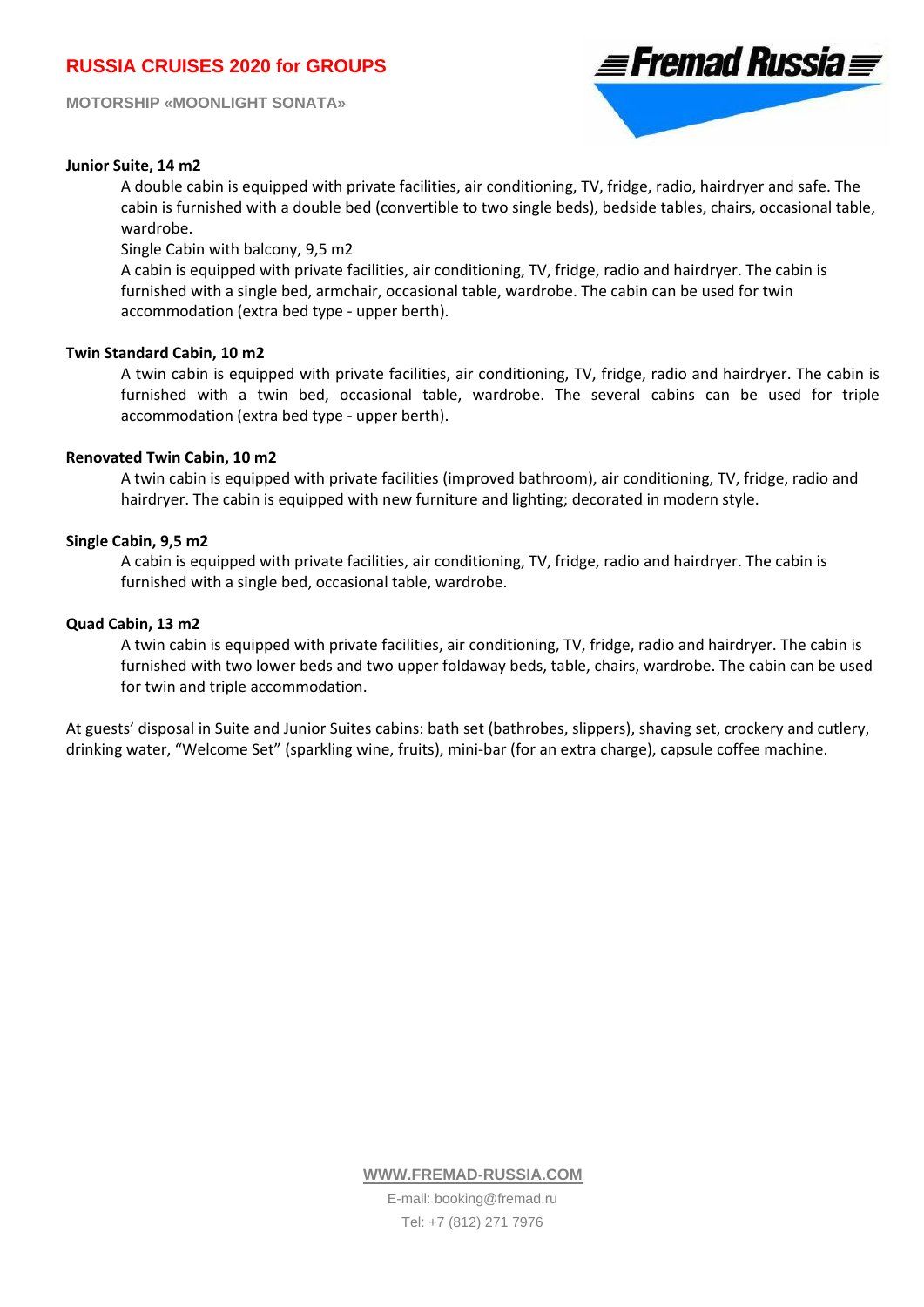**Junior Suite, 14 m2**

A double cabin is equipped with private facilities, air conditioning, TV, fridge, radio, hairdryer and safe. The cabin is furnished with a double bed (convertible to two single beds), bedside tables, chairs, occasional table, wardrobe.

Single Cabin with balcony, 9,5 m2

A cabin is equipped with private facilities, air conditioning, TV, fridge, radio and hairdryer. The cabin is furnished with a single bed, armchair, occasional table, wardrobe. The cabin can be used for twin accommodation (extra bed type - upper berth).

**Twin Standard Cabin, 10 m2**

A twin cabin is equipped with private facilities, air conditioning, TV, fridge, radio and hairdryer. The cabin is furnished with a twin bed, occasional table, wardrobe. The several cabins can be used for triple accommodation (extra bed type - upper berth).

**Renovated Twin Cabin, 10 m2**

A twin cabin is equipped with private facilities (improved bathroom), air conditioning, TV, fridge, radio and hairdryer. The cabin is equipped with new furniture and lighting; decorated in modern style.

**Single Cabin, 9,5 m2**

A cabin is equipped with private facilities, air conditioning, TV, fridge, radio and hairdryer. The cabin is furnished with a single bed, occasional table, wardrobe.

**Quad Cabin, 13 m2**

A twin cabin is equipped with private facilities, air conditioning, TV, fridge, radio and hairdryer. The cabin is furnished with two lower beds and two upper foldaway beds, table, chairs, wardrobe. The cabin can be used for twin and triple accommodation.

At guests' disposal in Suite and Junior Suites cabins: bath set (bathrobes, slippers), shaving set, crockery and cutlery, drinking water, "Welcome Set" (sparkling wine, fruits), mini-bar (for an extra charge), capsule coffee machine.